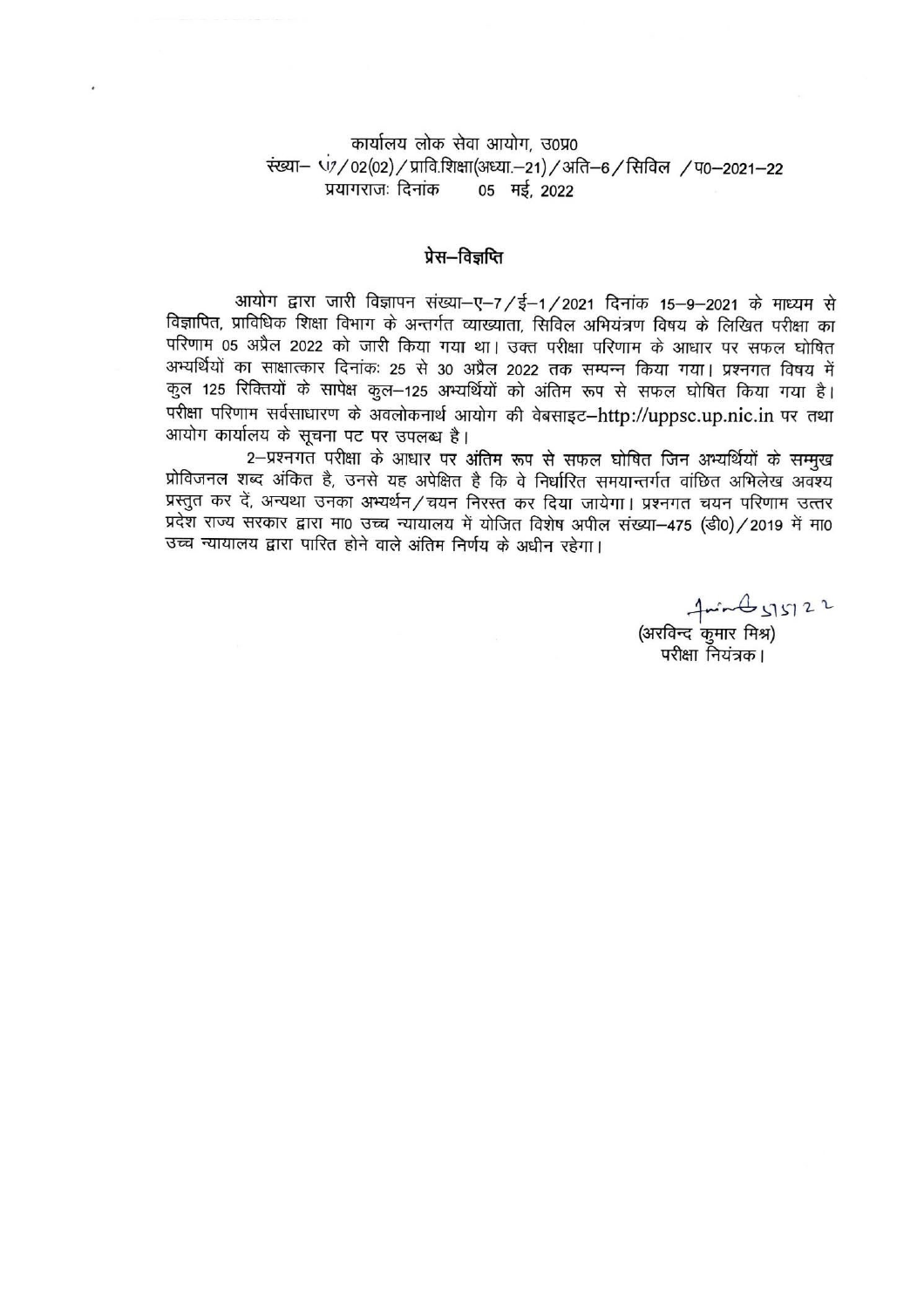कार्यालय लोक सेवा आयोग, उ0प्र0

संख्या– 07/02(02)/प्रावि.शिक्षा(अध्या.–21)/अति–6/सिविल /प0–2021–22

प्रयागराजः दिनांक 05 मई, 2022

## प्रेस–विज्ञप्ति

आयोग द्वारा जारी विज्ञापन संख्या–ए–7/ई–1/2021 दिनांक 15–9–2021 के माध्यम से विज्ञापित, प्राविधिक शिक्षा विभाग के अन्तर्गत व्याख्याता, सिविल अभियंत्रण विषय के लिखित परीक्षा का परिणाम 05 अप्रैल 2022 को जारी किया गया था। उक्त परीक्षा परिणाम के आधार पर सफल घोषित अभ्यर्थियों का साक्षात्कार दिनांकः 25 से 30 अप्रैल 2022 तक सम्पन्न किया गया। प्रश्नगत विषय में कुल 125 रिक्तियों के सापेक्ष कुल–125 अभ्यर्थियों को अंतिम रूप से सफल घोषित किया गया है। परीक्षा परिणाम सर्वसाधारण के अवलोकनार्थ आयोग की वेबसाइट–http://uppsc.up.nic.in पर तथा आयोग कार्यालय के सूचना पट पर उपलब्ध है।

2–प्रश्नगत परीक्षा के आधार पर अंतिम रूप से सफल घोषित जिन अभ्यर्थियों के सम्मुख प्रोविजनल शब्द अंकित है, उनसे यह अपेक्षित है कि वे निर्धारित समयान्तर्गत वांछित अभिलेख अवश्य प्रस्तुत कर दें, अन्यथा उनका अभ्यर्थन/चयन निरस्त कर दिया जायेगा। प्रश्नगत चयन परिणाम उत्तर प्रदेश राज्य सरकार द्वारा मा0 उच्च न्यायालय में योजित विशेष अपील संख्या–475 (डी0)/2019 में मा0 उच्च न्यायालय द्वारा पारित होने वाले अंतिम निर्णय के अधीन रहेगा।

5/5/22

(अरविन्द कुमार मिश्र)

परीक्षा नियंत्रक।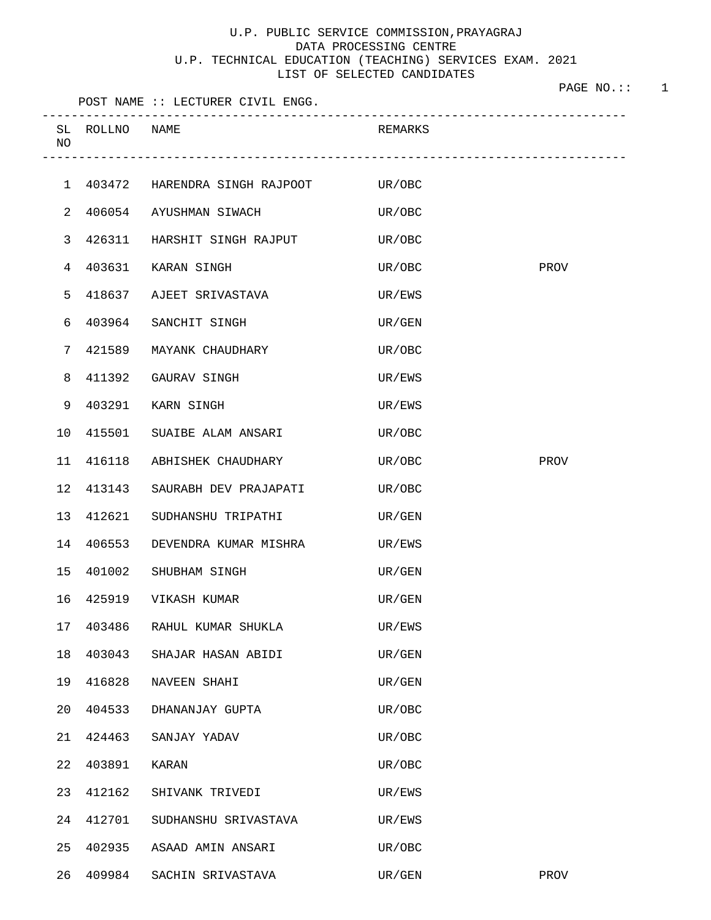# U.P. PUBLIC SERVICE COMMISSION,PRAYAGRAJ

## DATA PROCESSING CENTRE

## U.P. TECHNICAL EDUCATION (TEACHING) SERVICES EXAM. 2021

## LIST OF SELECTED CANDIDATES

POST NAME :: LECTURER CIVIL ENGG.

| SL NO | ROLLNO | NAME | REMARKS | |
|---|---|---|---|---|
| 1 | 403472 | HARENDRA SINGH RAJPOOT | UR/OBC | |
| 2 | 406054 | AYUSHMAN SIWACH | UR/OBC | |
| 3 | 426311 | HARSHIT SINGH RAJPUT | UR/OBC | |
| 4 | 403631 | KARAN SINGH | UR/OBC | PROV |
| 5 | 418637 | AJEET SRIVASTAVA | UR/EWS | |
| 6 | 403964 | SANCHIT SINGH | UR/GEN | |
| 7 | 421589 | MAYANK CHAUDHARY | UR/OBC | |
| 8 | 411392 | GAURAV SINGH | UR/EWS | |
| 9 | 403291 | KARN SINGH | UR/EWS | |
| 10 | 415501 | SUAIBE ALAM ANSARI | UR/OBC | |
| 11 | 416118 | ABHISHEK CHAUDHARY | UR/OBC | PROV |
| 12 | 413143 | SAURABH DEV PRAJAPATI | UR/OBC | |
| 13 | 412621 | SUDHANSHU TRIPATHI | UR/GEN | |
| 14 | 406553 | DEVENDRA KUMAR MISHRA | UR/EWS | |
| 15 | 401002 | SHUBHAM SINGH | UR/GEN | |
| 16 | 425919 | VIKASH KUMAR | UR/GEN | |
| 17 | 403486 | RAHUL KUMAR SHUKLA | UR/EWS | |
| 18 | 403043 | SHAJAR HASAN ABIDI | UR/GEN | |
| 19 | 416828 | NAVEEN SHAHI | UR/GEN | |
| 20 | 404533 | DHANANJAY GUPTA | UR/OBC | |
| 21 | 424463 | SANJAY YADAV | UR/OBC | |
| 22 | 403891 | KARAN | UR/OBC | |
| 23 | 412162 | SHIVANK TRIVEDI | UR/EWS | |
| 24 | 412701 | SUDHANSHU SRIVASTAVA | UR/EWS | |
| 25 | 402935 | ASAAD AMIN ANSARI | UR/OBC | |
| 26 | 409984 | SACHIN SRIVASTAVA | UR/GEN | PROV |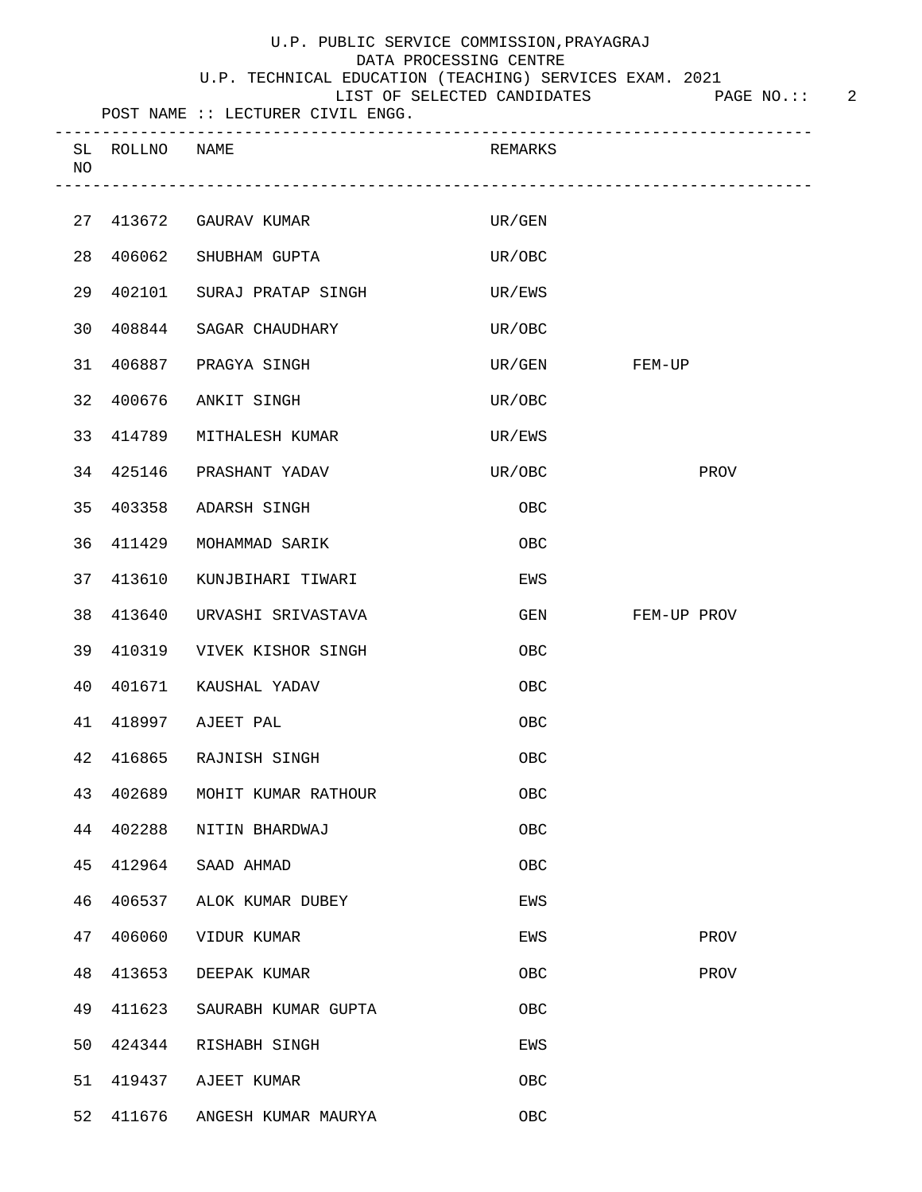U.P. PUBLIC SERVICE COMMISSION,PRAYAGRAJ
DATA PROCESSING CENTRE
U.P. TECHNICAL EDUCATION (TEACHING) SERVICES EXAM. 2021
LIST OF SELECTED CANDIDATES

POST NAME :: LECTURER CIVIL ENGG.

| SL NO | ROLLNO | NAME | REMARKS | | |
|---|---|---|---|---|---|
| 27 | 413672 | GAURAV KUMAR | UR/GEN | | |
| 28 | 406062 | SHUBHAM GUPTA | UR/OBC | | |
| 29 | 402101 | SURAJ PRATAP SINGH | UR/EWS | | |
| 30 | 408844 | SAGAR CHAUDHARY | UR/OBC | | |
| 31 | 406887 | PRAGYA SINGH | UR/GEN | FEM-UP | |
| 32 | 400676 | ANKIT SINGH | UR/OBC | | |
| 33 | 414789 | MITHALESH KUMAR | UR/EWS | | |
| 34 | 425146 | PRASHANT YADAV | UR/OBC | | PROV |
| 35 | 403358 | ADARSH SINGH | OBC | | |
| 36 | 411429 | MOHAMMAD SARIK | OBC | | |
| 37 | 413610 | KUNJBIHARI TIWARI | EWS | | |
| 38 | 413640 | URVASHI SRIVASTAVA | GEN | FEM-UP | PROV |
| 39 | 410319 | VIVEK KISHOR SINGH | OBC | | |
| 40 | 401671 | KAUSHAL YADAV | OBC | | |
| 41 | 418997 | AJEET PAL | OBC | | |
| 42 | 416865 | RAJNISH SINGH | OBC | | |
| 43 | 402689 | MOHIT KUMAR RATHOUR | OBC | | |
| 44 | 402288 | NITIN BHARDWAJ | OBC | | |
| 45 | 412964 | SAAD AHMAD | OBC | | |
| 46 | 406537 | ALOK KUMAR DUBEY | EWS | | |
| 47 | 406060 | VIDUR KUMAR | EWS | | PROV |
| 48 | 413653 | DEEPAK KUMAR | OBC | | PROV |
| 49 | 411623 | SAURABH KUMAR GUPTA | OBC | | |
| 50 | 424344 | RISHABH SINGH | EWS | | |
| 51 | 419437 | AJEET KUMAR | OBC | | |
| 52 | 411676 | ANGESH KUMAR MAURYA | OBC | | |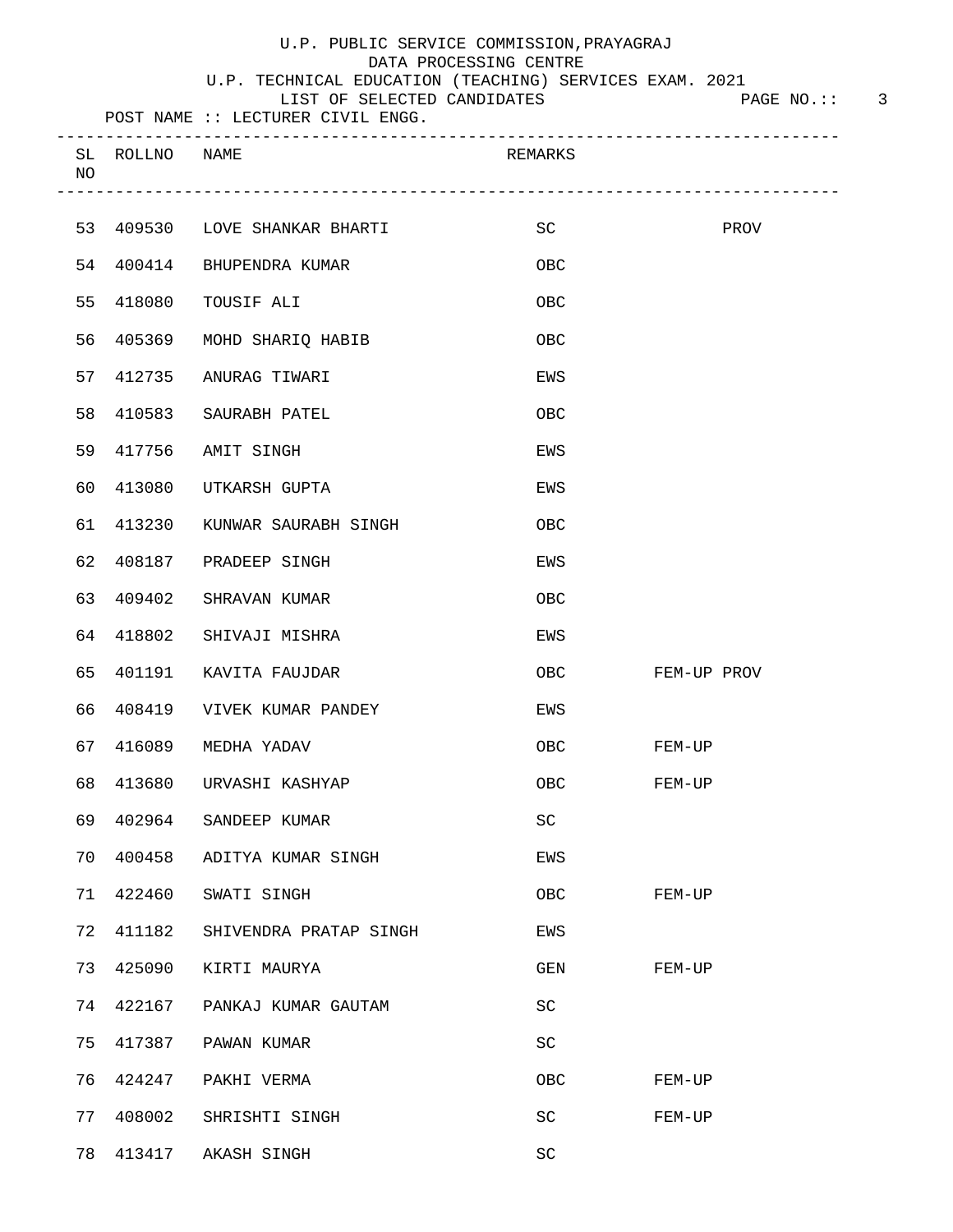U.P. PUBLIC SERVICE COMMISSION,PRAYAGRAJ
DATA PROCESSING CENTRE
U.P. TECHNICAL EDUCATION (TEACHING) SERVICES EXAM. 2021
LIST OF SELECTED CANDIDATES

POST NAME :: LECTURER CIVIL ENGG.

| SL NO | ROLLNO | NAME | REMARKS | | |
|---|---|---|---|---|---|
| 53 | 409530 | LOVE SHANKAR BHARTI | SC | | PROV |
| 54 | 400414 | BHUPENDRA KUMAR | OBC | | |
| 55 | 418080 | TOUSIF ALI | OBC | | |
| 56 | 405369 | MOHD SHARIQ HABIB | OBC | | |
| 57 | 412735 | ANURAG TIWARI | EWS | | |
| 58 | 410583 | SAURABH PATEL | OBC | | |
| 59 | 417756 | AMIT SINGH | EWS | | |
| 60 | 413080 | UTKARSH GUPTA | EWS | | |
| 61 | 413230 | KUNWAR SAURABH SINGH | OBC | | |
| 62 | 408187 | PRADEEP SINGH | EWS | | |
| 63 | 409402 | SHRAVAN KUMAR | OBC | | |
| 64 | 418802 | SHIVAJI MISHRA | EWS | | |
| 65 | 401191 | KAVITA FAUJDAR | OBC | FEM-UP | PROV |
| 66 | 408419 | VIVEK KUMAR PANDEY | EWS | | |
| 67 | 416089 | MEDHA YADAV | OBC | FEM-UP | |
| 68 | 413680 | URVASHI KASHYAP | OBC | FEM-UP | |
| 69 | 402964 | SANDEEP KUMAR | SC | | |
| 70 | 400458 | ADITYA KUMAR SINGH | EWS | | |
| 71 | 422460 | SWATI SINGH | OBC | FEM-UP | |
| 72 | 411182 | SHIVENDRA PRATAP SINGH | EWS | | |
| 73 | 425090 | KIRTI MAURYA | GEN | FEM-UP | |
| 74 | 422167 | PANKAJ KUMAR GAUTAM | SC | | |
| 75 | 417387 | PAWAN KUMAR | SC | | |
| 76 | 424247 | PAKHI VERMA | OBC | FEM-UP | |
| 77 | 408002 | SHRISHTI SINGH | SC | FEM-UP | |
| 78 | 413417 | AKASH SINGH | SC | | |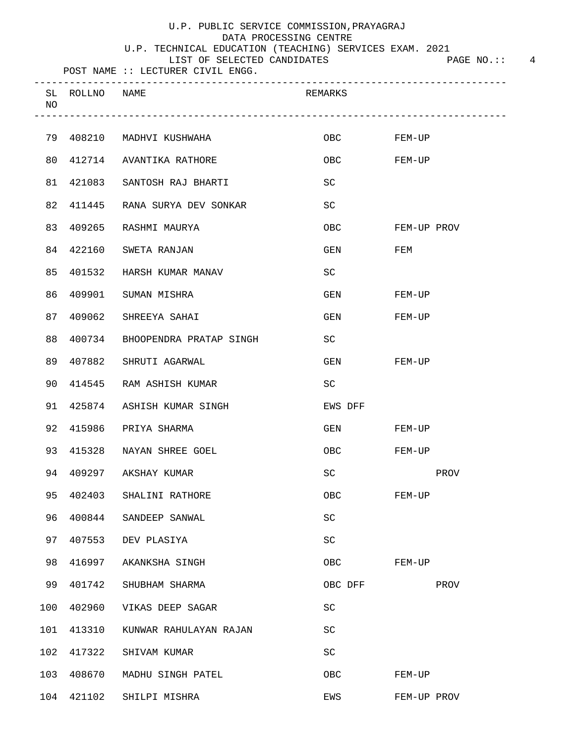U.P. PUBLIC SERVICE COMMISSION,PRAYAGRAJ
DATA PROCESSING CENTRE
U.P. TECHNICAL EDUCATION (TEACHING) SERVICES EXAM. 2021
LIST OF SELECTED CANDIDATES

POST NAME :: LECTURER CIVIL ENGG.

| SL NO | ROLLNO | NAME | REMARKS | | |
|---|---|---|---|---|---|
| 79 | 408210 | MADHVI KUSHWAHA | OBC | FEM-UP | |
| 80 | 412714 | AVANTIKA RATHORE | OBC | FEM-UP | |
| 81 | 421083 | SANTOSH RAJ BHARTI | SC | | |
| 82 | 411445 | RANA SURYA DEV SONKAR | SC | | |
| 83 | 409265 | RASHMI MAURYA | OBC | FEM-UP | PROV |
| 84 | 422160 | SWETA RANJAN | GEN | FEM | |
| 85 | 401532 | HARSH KUMAR MANAV | SC | | |
| 86 | 409901 | SUMAN MISHRA | GEN | FEM-UP | |
| 87 | 409062 | SHREEYA SAHAI | GEN | FEM-UP | |
| 88 | 400734 | BHOOPENDRA PRATAP SINGH | SC | | |
| 89 | 407882 | SHRUTI AGARWAL | GEN | FEM-UP | |
| 90 | 414545 | RAM ASHISH KUMAR | SC | | |
| 91 | 425874 | ASHISH KUMAR SINGH | EWS DFF | | |
| 92 | 415986 | PRIYA SHARMA | GEN | FEM-UP | |
| 93 | 415328 | NAYAN SHREE GOEL | OBC | FEM-UP | |
| 94 | 409297 | AKSHAY KUMAR | SC | | PROV |
| 95 | 402403 | SHALINI RATHORE | OBC | FEM-UP | |
| 96 | 400844 | SANDEEP SANWAL | SC | | |
| 97 | 407553 | DEV PLASIYA | SC | | |
| 98 | 416997 | AKANKSHA SINGH | OBC | FEM-UP | |
| 99 | 401742 | SHUBHAM SHARMA | OBC DFF | | PROV |
| 100 | 402960 | VIKAS DEEP SAGAR | SC | | |
| 101 | 413310 | KUNWAR RAHULAYAN RAJAN | SC | | |
| 102 | 417322 | SHIVAM KUMAR | SC | | |
| 103 | 408670 | MADHU SINGH PATEL | OBC | FEM-UP | |
| 104 | 421102 | SHILPI MISHRA | EWS | FEM-UP | PROV |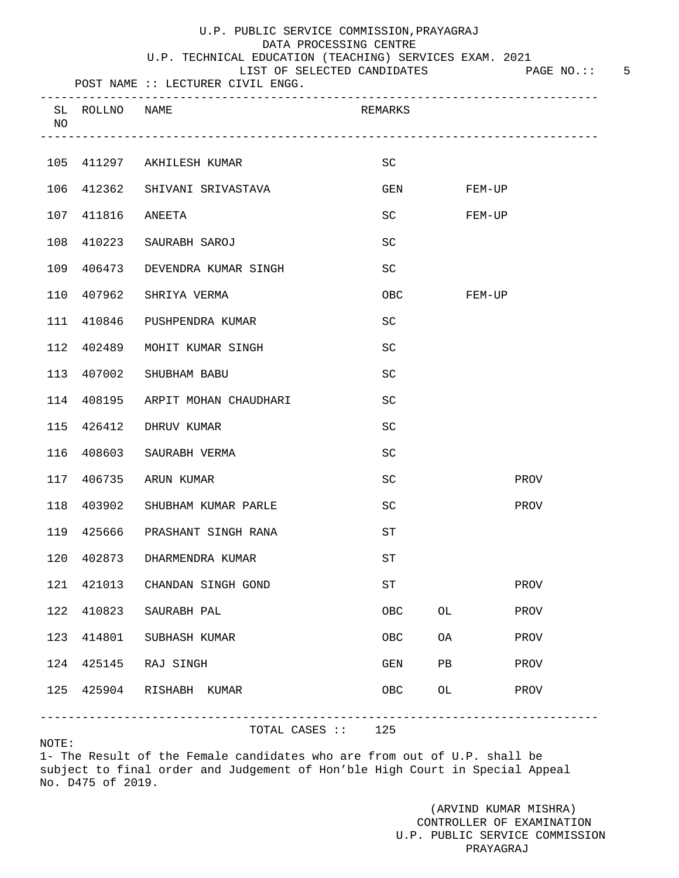U.P. PUBLIC SERVICE COMMISSION,PRAYAGRAJ
DATA PROCESSING CENTRE
U.P. TECHNICAL EDUCATION (TEACHING) SERVICES EXAM. 2021
LIST OF SELECTED CANDIDATES PAGE NO.:: 5

POST NAME :: LECTURER CIVIL ENGG.

| SL NO | ROLLNO | NAME | REMARKS | | | |
|---|---|---|---|---|---|---|
| 105 | 411297 | AKHILESH KUMAR | SC | | | |
| 106 | 412362 | SHIVANI SRIVASTAVA | GEN | | FEM-UP | |
| 107 | 411816 | ANEETA | SC | | FEM-UP | |
| 108 | 410223 | SAURABH SAROJ | SC | | | |
| 109 | 406473 | DEVENDRA KUMAR SINGH | SC | | | |
| 110 | 407962 | SHRIYA VERMA | OBC | | FEM-UP | |
| 111 | 410846 | PUSHPENDRA KUMAR | SC | | | |
| 112 | 402489 | MOHIT KUMAR SINGH | SC | | | |
| 113 | 407002 | SHUBHAM BABU | SC | | | |
| 114 | 408195 | ARPIT MOHAN CHAUDHARI | SC | | | |
| 115 | 426412 | DHRUV KUMAR | SC | | | |
| 116 | 408603 | SAURABH VERMA | SC | | | |
| 117 | 406735 | ARUN KUMAR | SC | | | PROV |
| 118 | 403902 | SHUBHAM KUMAR PARLE | SC | | | PROV |
| 119 | 425666 | PRASHANT SINGH RANA | ST | | | |
| 120 | 402873 | DHARMENDRA KUMAR | ST | | | |
| 121 | 421013 | CHANDAN SINGH GOND | ST | | | PROV |
| 122 | 410823 | SAURABH PAL | OBC | OL | | PROV |
| 123 | 414801 | SUBHASH KUMAR | OBC | OA | | PROV |
| 124 | 425145 | RAJ SINGH | GEN | PB | | PROV |
| 125 | 425904 | RISHABH KUMAR | OBC | OL | | PROV |

TOTAL CASES :: 125

NOTE:
1- The Result of the Female candidates who are from out of U.P. shall be subject to final order and Judgement of Hon'ble High Court in Special Appeal No. D475 of 2019.

(ARVIND KUMAR MISHRA)
CONTROLLER OF EXAMINATION
U.P. PUBLIC SERVICE COMMISSION
PRAYAGRAJ